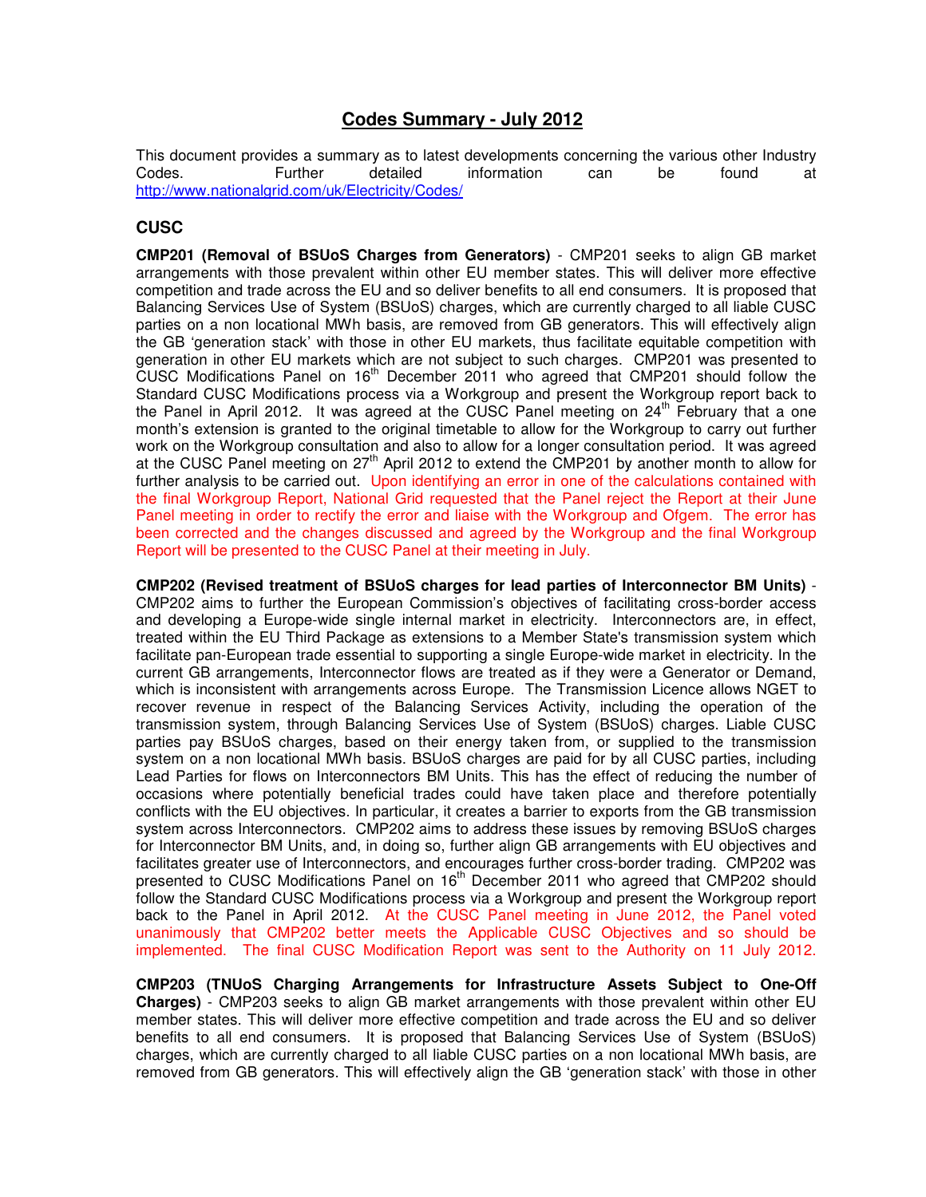# Codes Summary - July 2012

This document provides a summary as to latest developments concerning the various other Industry Codes. Further detailed information can be found at http://www.nationalgrid.com/uk/Electricity/Codes/

## CUSC

**CMP201 (Removal of BSUoS Charges from Generators)** - CMP201 seeks to align GB market arrangements with those prevalent within other EU member states. This will deliver more effective competition and trade across the EU and so deliver benefits to all end consumers. It is proposed that Balancing Services Use of System (BSUoS) charges, which are currently charged to all liable CUSC parties on a non locational MWh basis, are removed from GB generators. This will effectively align the GB 'generation stack' with those in other EU markets, thus facilitate equitable competition with generation in other EU markets which are not subject to such charges. CMP201 was presented to CUSC Modifications Panel on 16th December 2011 who agreed that CMP201 should follow the Standard CUSC Modifications process via a Workgroup and present the Workgroup report back to the Panel in April 2012. It was agreed at the CUSC Panel meeting on 24th February that a one month's extension is granted to the original timetable to allow for the Workgroup to carry out further work on the Workgroup consultation and also to allow for a longer consultation period. It was agreed at the CUSC Panel meeting on 27th April 2012 to extend the CMP201 by another month to allow for further analysis to be carried out. Upon identifying an error in one of the calculations contained with the final Workgroup Report, National Grid requested that the Panel reject the Report at their June Panel meeting in order to rectify the error and liaise with the Workgroup and Ofgem. The error has been corrected and the changes discussed and agreed by the Workgroup and the final Workgroup Report will be presented to the CUSC Panel at their meeting in July.

**CMP202 (Revised treatment of BSUoS charges for lead parties of Interconnector BM Units)** - CMP202 aims to further the European Commission's objectives of facilitating cross-border access and developing a Europe-wide single internal market in electricity. Interconnectors are, in effect, treated within the EU Third Package as extensions to a Member State's transmission system which facilitate pan-European trade essential to supporting a single Europe-wide market in electricity. In the current GB arrangements, Interconnector flows are treated as if they were a Generator or Demand, which is inconsistent with arrangements across Europe. The Transmission Licence allows NGET to recover revenue in respect of the Balancing Services Activity, including the operation of the transmission system, through Balancing Services Use of System (BSUoS) charges. Liable CUSC parties pay BSUoS charges, based on their energy taken from, or supplied to the transmission system on a non locational MWh basis. BSUoS charges are paid for by all CUSC parties, including Lead Parties for flows on Interconnectors BM Units. This has the effect of reducing the number of occasions where potentially beneficial trades could have taken place and therefore potentially conflicts with the EU objectives. In particular, it creates a barrier to exports from the GB transmission system across Interconnectors. CMP202 aims to address these issues by removing BSUoS charges for Interconnector BM Units, and, in doing so, further align GB arrangements with EU objectives and facilitates greater use of Interconnectors, and encourages further cross-border trading. CMP202 was presented to CUSC Modifications Panel on 16th December 2011 who agreed that CMP202 should follow the Standard CUSC Modifications process via a Workgroup and present the Workgroup report back to the Panel in April 2012. At the CUSC Panel meeting in June 2012, the Panel voted unanimously that CMP202 better meets the Applicable CUSC Objectives and so should be implemented. The final CUSC Modification Report was sent to the Authority on 11 July 2012.

**CMP203 (TNUoS Charging Arrangements for Infrastructure Assets Subject to One-Off Charges)** - CMP203 seeks to align GB market arrangements with those prevalent within other EU member states. This will deliver more effective competition and trade across the EU and so deliver benefits to all end consumers. It is proposed that Balancing Services Use of System (BSUoS) charges, which are currently charged to all liable CUSC parties on a non locational MWh basis, are removed from GB generators. This will effectively align the GB 'generation stack' with those in other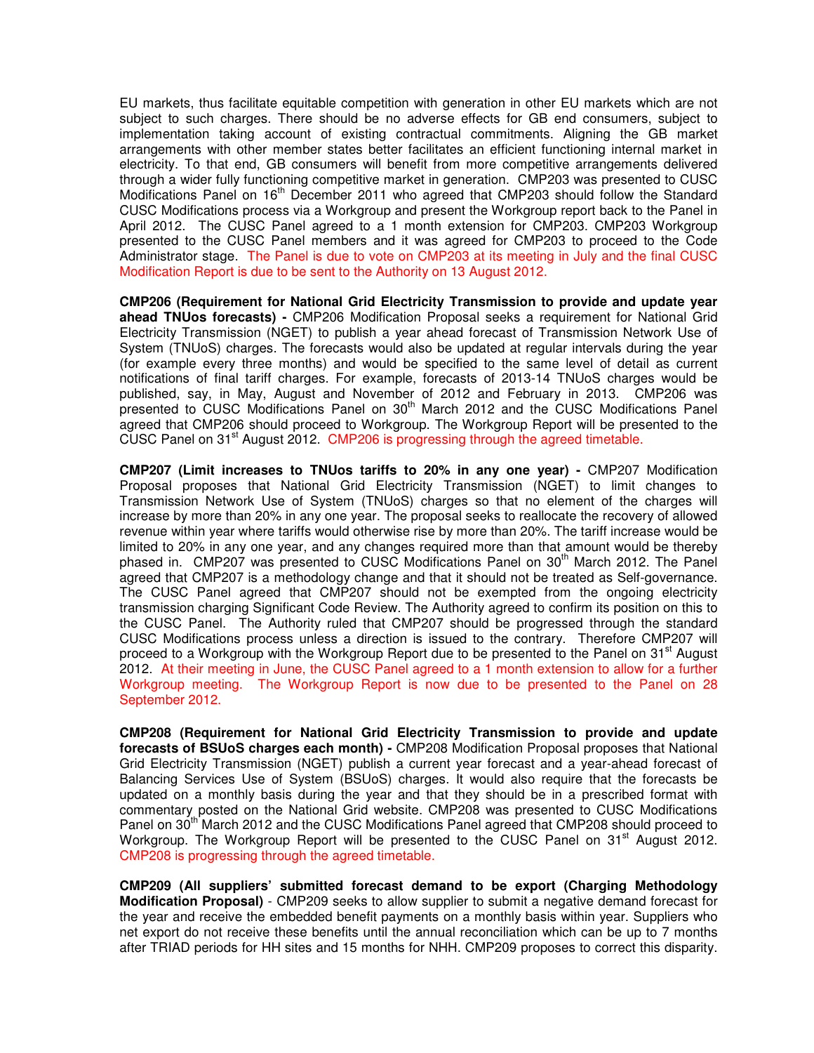EU markets, thus facilitate equitable competition with generation in other EU markets which are not subject to such charges. There should be no adverse effects for GB end consumers, subject to implementation taking account of existing contractual commitments. Aligning the GB market arrangements with other member states better facilitates an efficient functioning internal market in electricity. To that end, GB consumers will benefit from more competitive arrangements delivered through a wider fully functioning competitive market in generation. CMP203 was presented to CUSC Modifications Panel on 16th December 2011 who agreed that CMP203 should follow the Standard CUSC Modifications process via a Workgroup and present the Workgroup report back to the Panel in April 2012. The CUSC Panel agreed to a 1 month extension for CMP203. CMP203 Workgroup presented to the CUSC Panel members and it was agreed for CMP203 to proceed to the Code Administrator stage. The Panel is due to vote on CMP203 at its meeting in July and the final CUSC Modification Report is due to be sent to the Authority on 13 August 2012.

**CMP206 (Requirement for National Grid Electricity Transmission to provide and update year ahead TNUos forecasts) -** CMP206 Modification Proposal seeks a requirement for National Grid Electricity Transmission (NGET) to publish a year ahead forecast of Transmission Network Use of System (TNUoS) charges. The forecasts would also be updated at regular intervals during the year (for example every three months) and would be specified to the same level of detail as current notifications of final tariff charges. For example, forecasts of 2013-14 TNUoS charges would be published, say, in May, August and November of 2012 and February in 2013. CMP206 was presented to CUSC Modifications Panel on 30th March 2012 and the CUSC Modifications Panel agreed that CMP206 should proceed to Workgroup. The Workgroup Report will be presented to the CUSC Panel on 31st August 2012. CMP206 is progressing through the agreed timetable.

**CMP207 (Limit increases to TNUos tariffs to 20% in any one year) -** CMP207 Modification Proposal proposes that National Grid Electricity Transmission (NGET) to limit changes to Transmission Network Use of System (TNUoS) charges so that no element of the charges will increase by more than 20% in any one year. The proposal seeks to reallocate the recovery of allowed revenue within year where tariffs would otherwise rise by more than 20%. The tariff increase would be limited to 20% in any one year, and any changes required more than that amount would be thereby phased in. CMP207 was presented to CUSC Modifications Panel on 30th March 2012. The Panel agreed that CMP207 is a methodology change and that it should not be treated as Self-governance. The CUSC Panel agreed that CMP207 should not be exempted from the ongoing electricity transmission charging Significant Code Review. The Authority agreed to confirm its position on this to the CUSC Panel. The Authority ruled that CMP207 should be progressed through the standard CUSC Modifications process unless a direction is issued to the contrary. Therefore CMP207 will proceed to a Workgroup with the Workgroup Report due to be presented to the Panel on 31st August 2012. At their meeting in June, the CUSC Panel agreed to a 1 month extension to allow for a further Workgroup meeting. The Workgroup Report is now due to be presented to the Panel on 28 September 2012.

**CMP208 (Requirement for National Grid Electricity Transmission to provide and update forecasts of BSUoS charges each month) -** CMP208 Modification Proposal proposes that National Grid Electricity Transmission (NGET) publish a current year forecast and a year-ahead forecast of Balancing Services Use of System (BSUoS) charges. It would also require that the forecasts be updated on a monthly basis during the year and that they should be in a prescribed format with commentary posted on the National Grid website. CMP208 was presented to CUSC Modifications Panel on 30th March 2012 and the CUSC Modifications Panel agreed that CMP208 should proceed to Workgroup. The Workgroup Report will be presented to the CUSC Panel on 31st August 2012. CMP208 is progressing through the agreed timetable.

**CMP209 (All suppliers' submitted forecast demand to be export (Charging Methodology Modification Proposal)** - CMP209 seeks to allow supplier to submit a negative demand forecast for the year and receive the embedded benefit payments on a monthly basis within year. Suppliers who net export do not receive these benefits until the annual reconciliation which can be up to 7 months after TRIAD periods for HH sites and 15 months for NHH. CMP209 proposes to correct this disparity.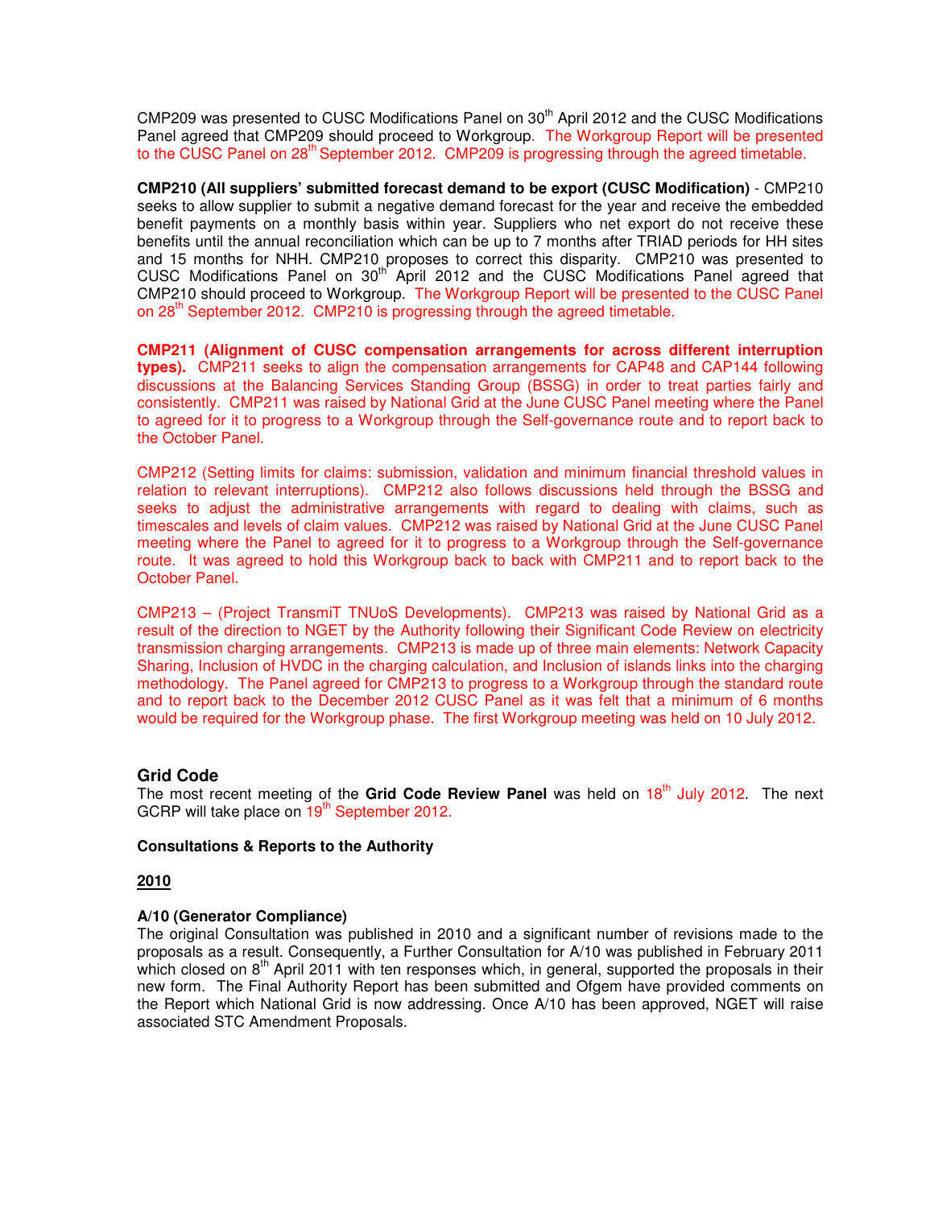CMP209 was presented to CUSC Modifications Panel on 30th April 2012 and the CUSC Modifications Panel agreed that CMP209 should proceed to Workgroup. The Workgroup Report will be presented to the CUSC Panel on 28th September 2012. CMP209 is progressing through the agreed timetable.

**CMP210 (All suppliers' submitted forecast demand to be export (CUSC Modification)** - CMP210 seeks to allow supplier to submit a negative demand forecast for the year and receive the embedded benefit payments on a monthly basis within year. Suppliers who net export do not receive these benefits until the annual reconciliation which can be up to 7 months after TRIAD periods for HH sites and 15 months for NHH. CMP210 proposes to correct this disparity. CMP210 was presented to CUSC Modifications Panel on 30th April 2012 and the CUSC Modifications Panel agreed that CMP210 should proceed to Workgroup. The Workgroup Report will be presented to the CUSC Panel on 28th September 2012. CMP210 is progressing through the agreed timetable.

**CMP211 (Alignment of CUSC compensation arrangements for across different interruption types).** CMP211 seeks to align the compensation arrangements for CAP48 and CAP144 following discussions at the Balancing Services Standing Group (BSSG) in order to treat parties fairly and consistently. CMP211 was raised by National Grid at the June CUSC Panel meeting where the Panel to agreed for it to progress to a Workgroup through the Self-governance route and to report back to the October Panel.

CMP212 (Setting limits for claims: submission, validation and minimum financial threshold values in relation to relevant interruptions). CMP212 also follows discussions held through the BSSG and seeks to adjust the administrative arrangements with regard to dealing with claims, such as timescales and levels of claim values. CMP212 was raised by National Grid at the June CUSC Panel meeting where the Panel to agreed for it to progress to a Workgroup through the Self-governance route. It was agreed to hold this Workgroup back to back with CMP211 and to report back to the October Panel.

CMP213 – (Project TransmiT TNUoS Developments). CMP213 was raised by National Grid as a result of the direction to NGET by the Authority following their Significant Code Review on electricity transmission charging arrangements. CMP213 is made up of three main elements: Network Capacity Sharing, Inclusion of HVDC in the charging calculation, and Inclusion of islands links into the charging methodology. The Panel agreed for CMP213 to progress to a Workgroup through the standard route and to report back to the December 2012 CUSC Panel as it was felt that a minimum of 6 months would be required for the Workgroup phase. The first Workgroup meeting was held on 10 July 2012.

## Grid Code

The most recent meeting of the **Grid Code Review Panel** was held on 18th July 2012. The next GCRP will take place on 19th September 2012.

**Consultations & Reports to the Authority**

**2010**

**A/10 (Generator Compliance)**

The original Consultation was published in 2010 and a significant number of revisions made to the proposals as a result. Consequently, a Further Consultation for A/10 was published in February 2011 which closed on 8th April 2011 with ten responses which, in general, supported the proposals in their new form. The Final Authority Report has been submitted and Ofgem have provided comments on the Report which National Grid is now addressing. Once A/10 has been approved, NGET will raise associated STC Amendment Proposals.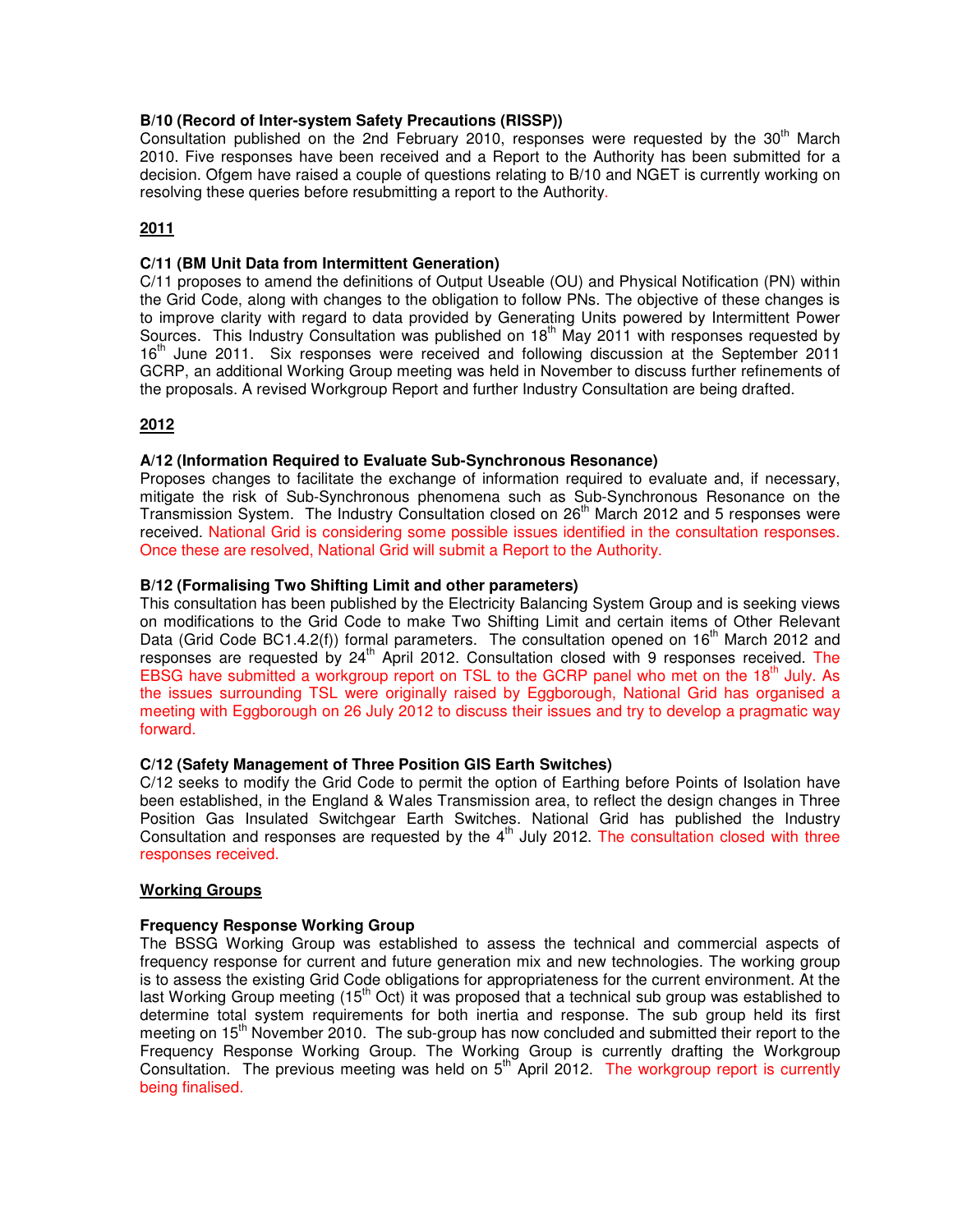**B/10 (Record of Inter-system Safety Precautions (RISSP))**
Consultation published on the 2nd February 2010, responses were requested by the 30th March 2010. Five responses have been received and a Report to the Authority has been submitted for a decision. Ofgem have raised a couple of questions relating to B/10 and NGET is currently working on resolving these queries before resubmitting a report to the Authority.

**2011**

**C/11 (BM Unit Data from Intermittent Generation)**
C/11 proposes to amend the definitions of Output Useable (OU) and Physical Notification (PN) within the Grid Code, along with changes to the obligation to follow PNs. The objective of these changes is to improve clarity with regard to data provided by Generating Units powered by Intermittent Power Sources. This Industry Consultation was published on 18th May 2011 with responses requested by 16th June 2011. Six responses were received and following discussion at the September 2011 GCRP, an additional Working Group meeting was held in November to discuss further refinements of the proposals. A revised Workgroup Report and further Industry Consultation are being drafted.

**2012**

**A/12 (Information Required to Evaluate Sub-Synchronous Resonance)**
Proposes changes to facilitate the exchange of information required to evaluate and, if necessary, mitigate the risk of Sub-Synchronous phenomena such as Sub-Synchronous Resonance on the Transmission System. The Industry Consultation closed on 26th March 2012 and 5 responses were received. National Grid is considering some possible issues identified in the consultation responses. Once these are resolved, National Grid will submit a Report to the Authority.

**B/12 (Formalising Two Shifting Limit and other parameters)**
This consultation has been published by the Electricity Balancing System Group and is seeking views on modifications to the Grid Code to make Two Shifting Limit and certain items of Other Relevant Data (Grid Code BC1.4.2(f)) formal parameters. The consultation opened on 16th March 2012 and responses are requested by 24th April 2012. Consultation closed with 9 responses received. The EBSG have submitted a workgroup report on TSL to the GCRP panel who met on the 18th July. As the issues surrounding TSL were originally raised by Eggborough, National Grid has organised a meeting with Eggborough on 26 July 2012 to discuss their issues and try to develop a pragmatic way forward.

**C/12 (Safety Management of Three Position GIS Earth Switches)**
C/12 seeks to modify the Grid Code to permit the option of Earthing before Points of Isolation have been established, in the England & Wales Transmission area, to reflect the design changes in Three Position Gas Insulated Switchgear Earth Switches. National Grid has published the Industry Consultation and responses are requested by the 4th July 2012. The consultation closed with three responses received.

**Working Groups**

**Frequency Response Working Group**
The BSSG Working Group was established to assess the technical and commercial aspects of frequency response for current and future generation mix and new technologies. The working group is to assess the existing Grid Code obligations for appropriateness for the current environment. At the last Working Group meeting (15th Oct) it was proposed that a technical sub group was established to determine total system requirements for both inertia and response. The sub group held its first meeting on 15th November 2010. The sub-group has now concluded and submitted their report to the Frequency Response Working Group. The Working Group is currently drafting the Workgroup Consultation. The previous meeting was held on 5th April 2012. The workgroup report is currently being finalised.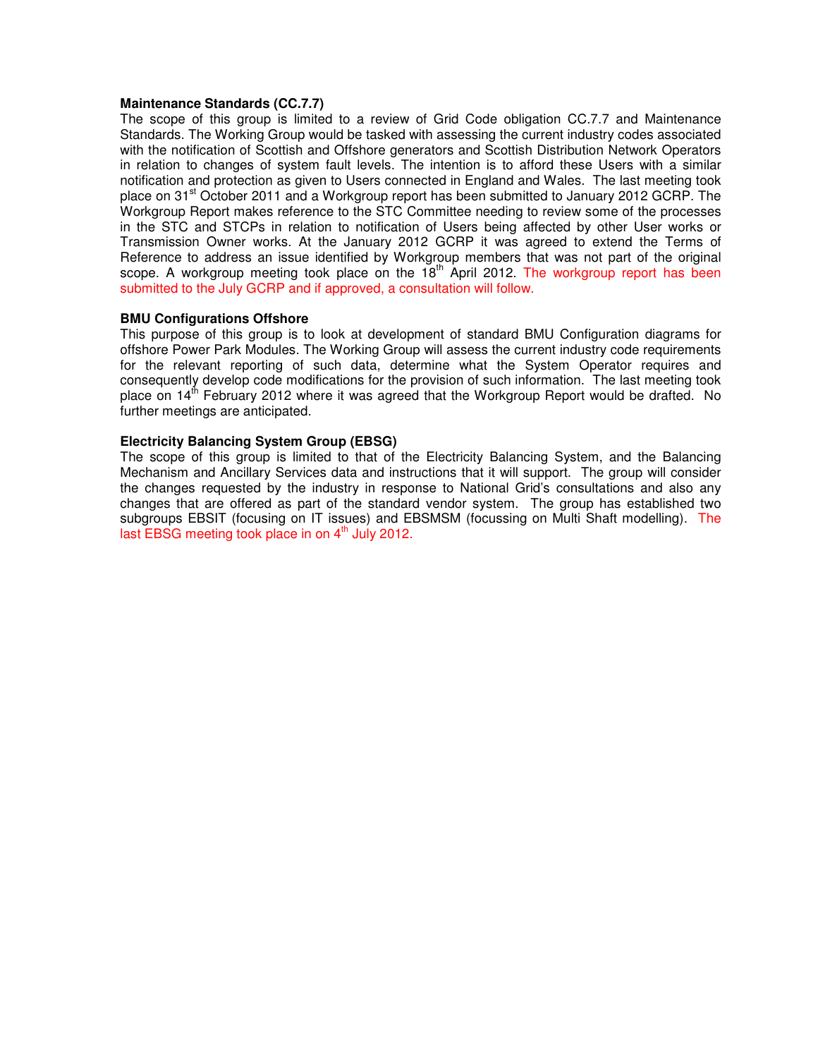**Maintenance Standards (CC.7.7)**

The scope of this group is limited to a review of Grid Code obligation CC.7.7 and Maintenance Standards. The Working Group would be tasked with assessing the current industry codes associated with the notification of Scottish and Offshore generators and Scottish Distribution Network Operators in relation to changes of system fault levels. The intention is to afford these Users with a similar notification and protection as given to Users connected in England and Wales. The last meeting took place on 31st October 2011 and a Workgroup report has been submitted to January 2012 GCRP. The Workgroup Report makes reference to the STC Committee needing to review some of the processes in the STC and STCPs in relation to notification of Users being affected by other User works or Transmission Owner works. At the January 2012 GCRP it was agreed to extend the Terms of Reference to address an issue identified by Workgroup members that was not part of the original scope. A workgroup meeting took place on the 18th April 2012. The workgroup report has been submitted to the July GCRP and if approved, a consultation will follow.

**BMU Configurations Offshore**

This purpose of this group is to look at development of standard BMU Configuration diagrams for offshore Power Park Modules. The Working Group will assess the current industry code requirements for the relevant reporting of such data, determine what the System Operator requires and consequently develop code modifications for the provision of such information. The last meeting took place on 14th February 2012 where it was agreed that the Workgroup Report would be drafted. No further meetings are anticipated.

**Electricity Balancing System Group (EBSG)**

The scope of this group is limited to that of the Electricity Balancing System, and the Balancing Mechanism and Ancillary Services data and instructions that it will support. The group will consider the changes requested by the industry in response to National Grid's consultations and also any changes that are offered as part of the standard vendor system. The group has established two subgroups EBSIT (focusing on IT issues) and EBSMSM (focussing on Multi Shaft modelling). The last EBSG meeting took place in on 4th July 2012.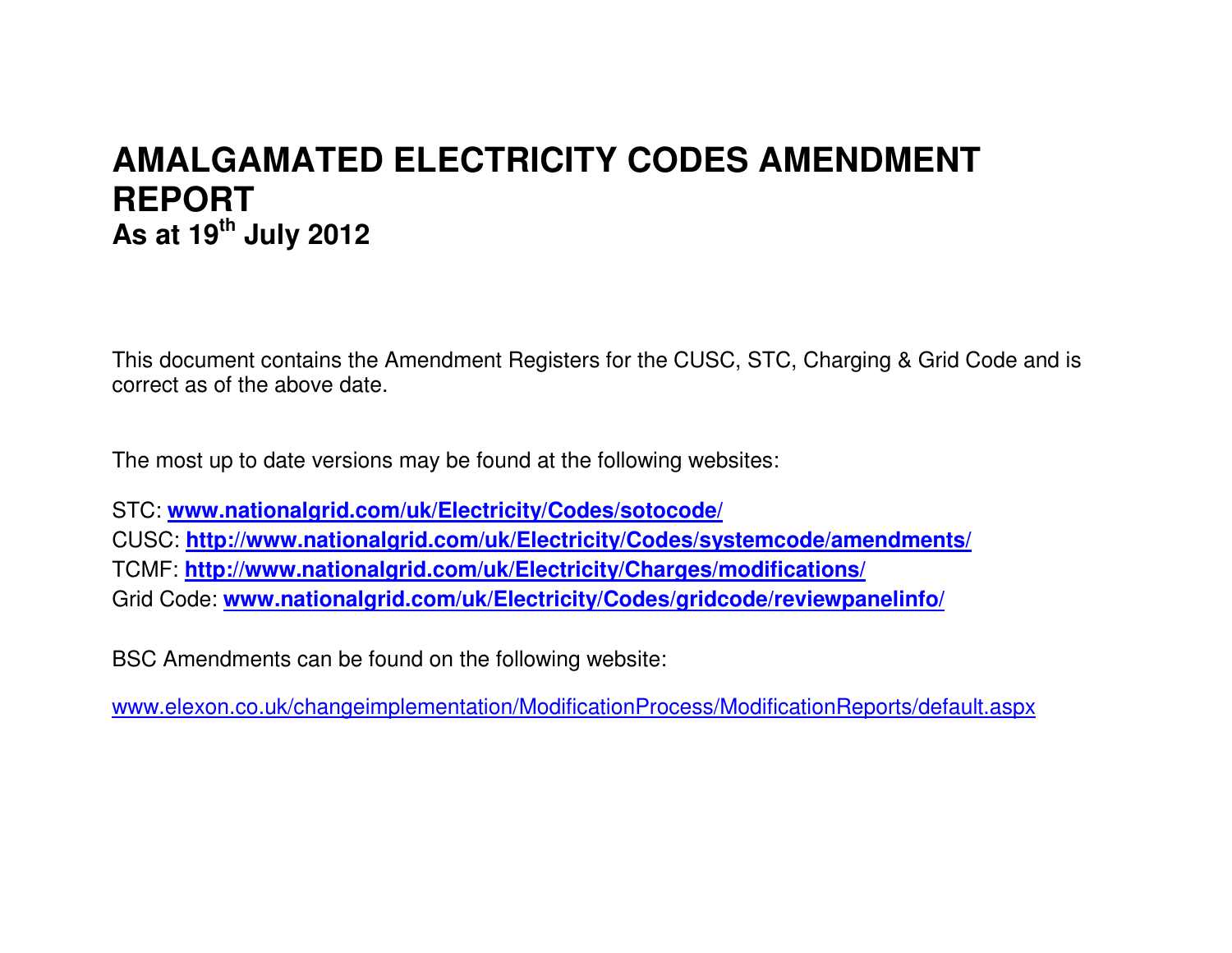# AMALGAMATED ELECTRICITY CODES AMENDMENT REPORT

## As at 19th July 2012

This document contains the Amendment Registers for the CUSC, STC, Charging & Grid Code and is correct as of the above date.

The most up to date versions may be found at the following websites:

STC: **www.nationalgrid.com/uk/Electricity/Codes/sotocode/**
CUSC: **http://www.nationalgrid.com/uk/Electricity/Codes/systemcode/amendments/**
TCMF: **http://www.nationalgrid.com/uk/Electricity/Charges/modifications/**
Grid Code: **www.nationalgrid.com/uk/Electricity/Codes/gridcode/reviewpanelinfo/**

BSC Amendments can be found on the following website:

www.elexon.co.uk/changeimplementation/ModificationProcess/ModificationReports/default.aspx